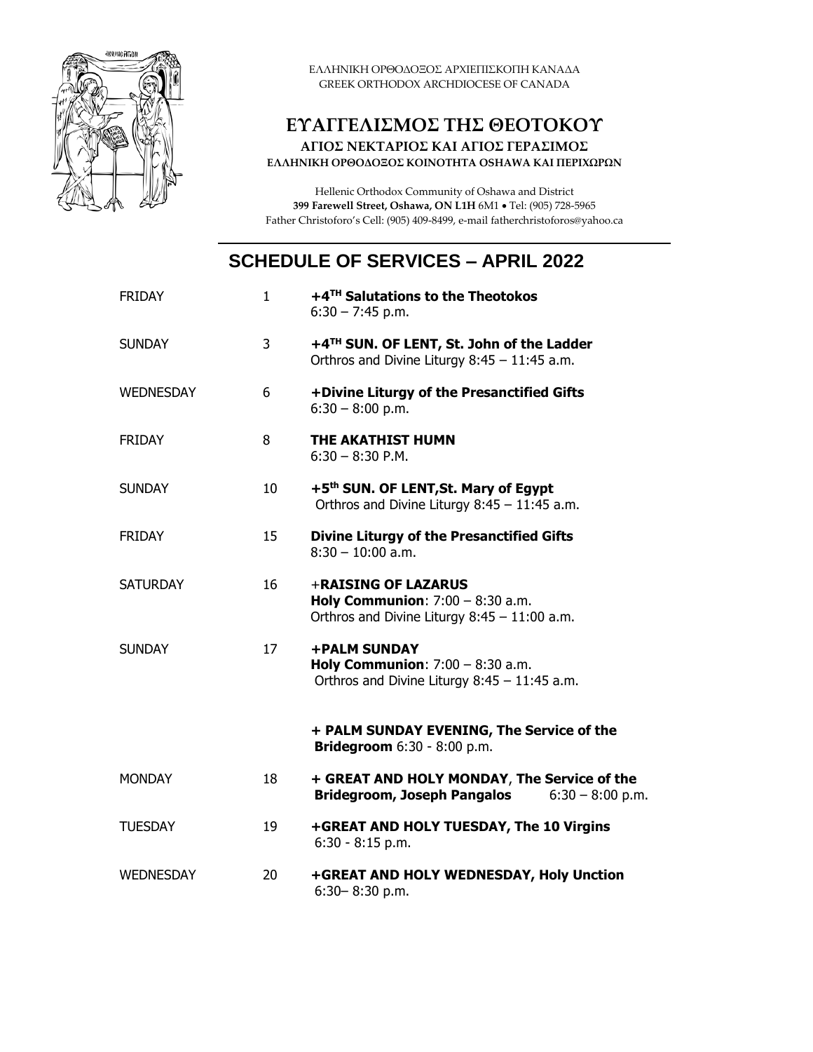ΕΛΛΗΝΙΚΗ ΟΡΘΟΔΟΞΟΣ ΑΡΧΙΕΠΙΣΚΟΠΗ ΚΑΝΑΔΑ
GREEK ORTHODOX ARCHDIOCESE OF CANADA

# ΕΥΑΓΓΕΛΙΣΜΟΣ ΤΗΣ ΘΕΟΤΟΚΟΥ

**ΑΓΙΟΣ ΝΕΚΤΑΡΙΟΣ ΚΑΙ ΑΓΙΟΣ ΓΕΡΑΣΙΜΟΣ**
**ΕΛΛΗΝΙΚΗ ΟΡΘΟΔΟΞΟΣ ΚΟΙΝΟΤΗΤΑ OSHAWA ΚΑΙ ΠΕΡΙΧΩΡΩΝ**

Hellenic Orthodox Community of Oshawa and District
**399 Farewell Street, Oshawa, ON L1H** 6M1 • Tel: (905) 728-5965
Father Christoforo's Cell: (905) 409-8499, e-mail fatherchristoforos@yahoo.ca

## SCHEDULE OF SERVICES – APRIL 2022

| | | |
|---|---|---|
| FRIDAY | 1 | **+4TH Salutations to the Theotokos**<br>6:30 – 7:45 p.m. |
| SUNDAY | 3 | **+4TH SUN. OF LENT, St. John of the Ladder**<br>Orthros and Divine Liturgy 8:45 – 11:45 a.m. |
| WEDNESDAY | 6 | **+Divine Liturgy of the Presanctified Gifts**<br>6:30 – 8:00 p.m. |
| FRIDAY | 8 | **THE AKATHIST HUMN**<br>6:30 – 8:30 P.M. |
| SUNDAY | 10 | **+5th SUN. OF LENT,St. Mary of Egypt**<br>Orthros and Divine Liturgy 8:45 – 11:45 a.m. |
| FRIDAY | 15 | **Divine Liturgy of the Presanctified Gifts**<br>8:30 – 10:00 a.m. |
| SATURDAY | 16 | +**RAISING OF LAZARUS**<br>**Holy Communion**: 7:00 – 8:30 a.m.<br>Orthros and Divine Liturgy 8:45 – 11:00 a.m. |
| SUNDAY | 17 | **+PALM SUNDAY**<br>**Holy Communion**: 7:00 – 8:30 a.m.<br>Orthros and Divine Liturgy 8:45 – 11:45 a.m.<br><br>**+ PALM SUNDAY EVENING, The Service of the Bridegroom** 6:30 - 8:00 p.m. |
| MONDAY | 18 | **+ GREAT AND HOLY MONDAY**, **The Service of the Bridegroom, Joseph Pangalos** 6:30 – 8:00 p.m. |
| TUESDAY | 19 | **+GREAT AND HOLY TUESDAY, The 10 Virgins**<br>6:30 - 8:15 p.m. |
| WEDNESDAY | 20 | **+GREAT AND HOLY WEDNESDAY, Holy Unction**<br>6:30– 8:30 p.m. |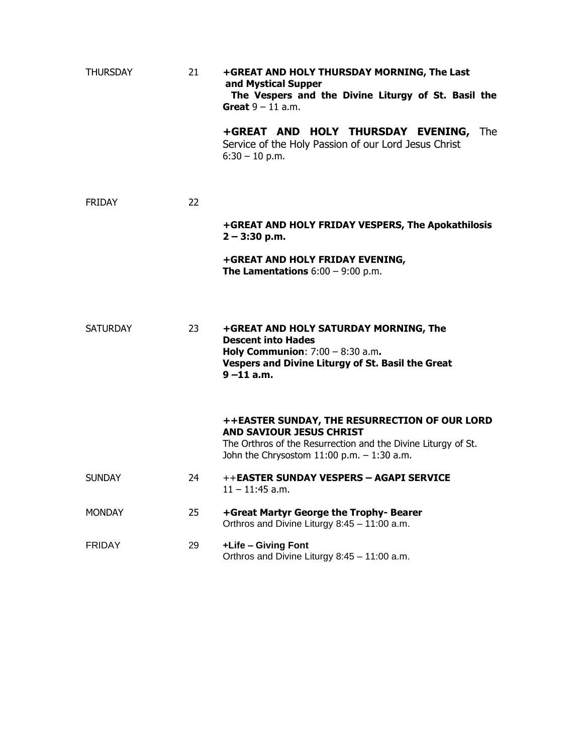| | | |
|---|---|---|
| THURSDAY | 21 | **+GREAT AND HOLY THURSDAY MORNING, The Last and Mystical Supper** **The Vespers and the Divine Liturgy of St. Basil the Great** 9 – 11 a.m.<br><br>**+GREAT AND HOLY THURSDAY EVENING,** The Service of the Holy Passion of our Lord Jesus Christ 6:30 – 10 p.m. |
| FRIDAY | 22 | **+GREAT AND HOLY FRIDAY VESPERS, The Apokathilosis 2 – 3:30 p.m.**<br><br>**+GREAT AND HOLY FRIDAY EVENING, The Lamentations** 6:00 – 9:00 p.m. |
| SATURDAY | 23 | **+GREAT AND HOLY SATURDAY MORNING, The Descent into Hades**<br>**Holy Communion**: 7:00 – 8:30 a.m**.**<br>**Vespers and Divine Liturgy of St. Basil the Great 9 –11 a.m.**<br><br>**++EASTER SUNDAY, THE RESURRECTION OF OUR LORD AND SAVIOUR JESUS CHRIST**<br>The Orthros of the Resurrection and the Divine Liturgy of St. John the Chrysostom 11:00 p.m. – 1:30 a.m. |
| SUNDAY | 24 | ++**EASTER SUNDAY VESPERS – AGAPI SERVICE** 11 – 11:45 a.m. |
| MONDAY | 25 | **+Great Martyr George the Trophy- Bearer**<br>Orthros and Divine Liturgy 8:45 – 11:00 a.m. |
| FRIDAY | 29 | **+Life – Giving Font**<br>Orthros and Divine Liturgy 8:45 – 11:00 a.m. |